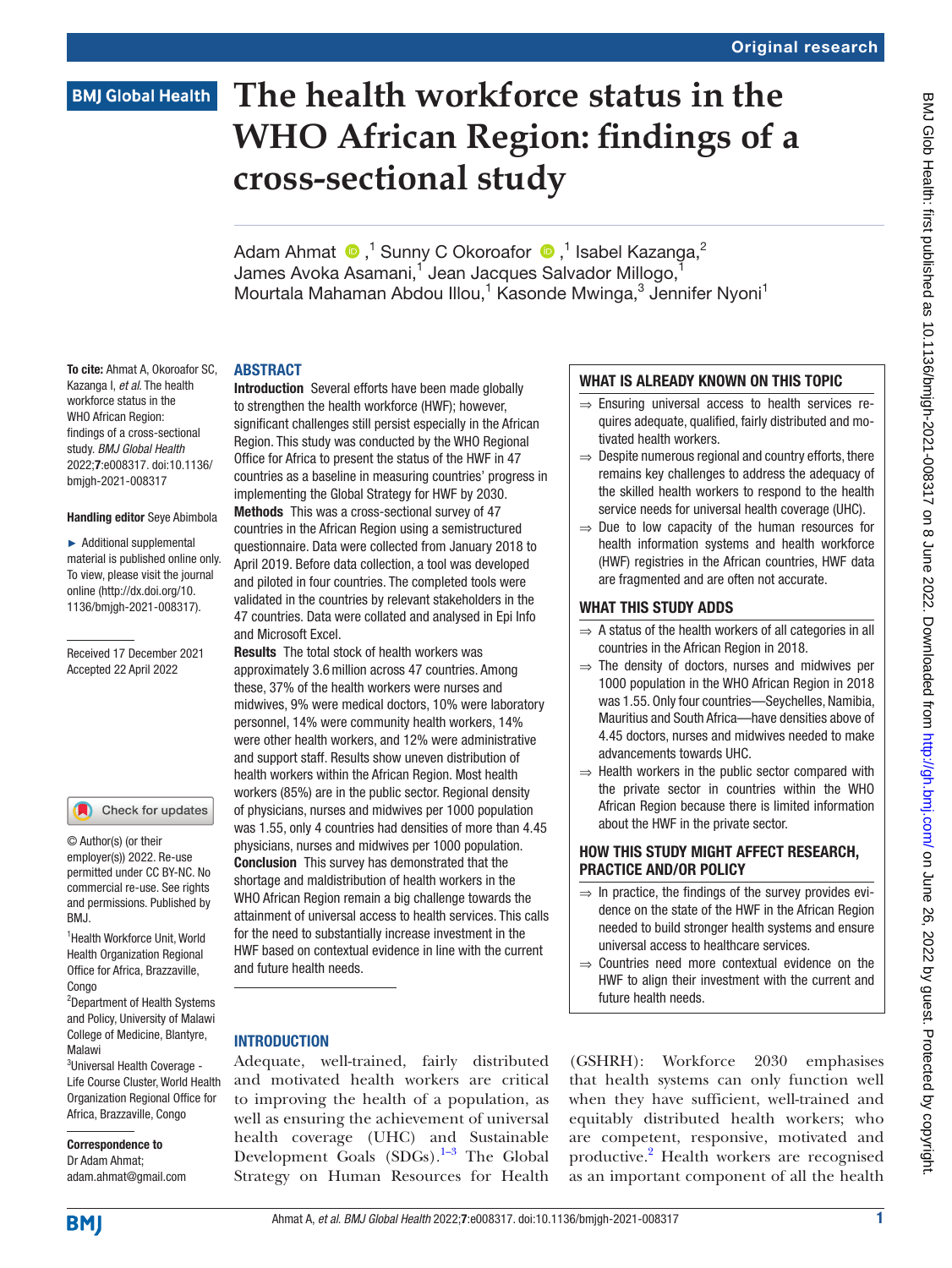# The health workforce status in the WHO African Region: findings of a cross-sectional study

Adam Ahmat,[1] Sunny C Okoroafor,[1] Isabel Kazanga,[2] James Avoka Asamani,[1] Jean Jacques Salvador Millogo,[1] Mourtala Mahaman Abdou Illou,[1] Kasonde Mwinga,[3] Jennifer Nyoni[1]

**To cite:** Ahmat A, Okoroafor SC, Kazanga I, *et al*. The health workforce status in the WHO African Region: findings of a cross-sectional study. *BMJ Global Health* 2022;**7**:e008317. doi:10.1136/bmjgh-2021-008317

**Handling editor** Seye Abimbola

► Additional supplemental material is published online only. To view, please visit the journal online (http://dx.doi.org/10.1136/bmjgh-2021-008317).

Received 17 December 2021
Accepted 22 April 2022

© Author(s) (or their employer(s)) 2022. Re-use permitted under CC BY-NC. No commercial re-use. See rights and permissions. Published by BMJ.

[1]Health Workforce Unit, World Health Organization Regional Office for Africa, Brazzaville, Congo
[2]Department of Health Systems and Policy, University of Malawi College of Medicine, Blantyre, Malawi
[3]Universal Health Coverage - Life Course Cluster, World Health Organization Regional Office for Africa, Brazzaville, Congo

**Correspondence to**
Dr Adam Ahmat;
adam.ahmat@gmail.com

## ABSTRACT

**Introduction** Several efforts have been made globally to strengthen the health workforce (HWF); however, significant challenges still persist especially in the African Region. This study was conducted by the WHO Regional Office for Africa to present the status of the HWF in 47 countries as a baseline in measuring countries' progress in implementing the Global Strategy for HWF by 2030.

**Methods** This was a cross-sectional survey of 47 countries in the African Region using a semistructured questionnaire. Data were collected from January 2018 to April 2019. Before data collection, a tool was developed and piloted in four countries. The completed tools were validated in the countries by relevant stakeholders in the 47 countries. Data were collated and analysed in Epi Info and Microsoft Excel.

**Results** The total stock of health workers was approximately 3.6 million across 47 countries. Among these, 37% of the health workers were nurses and midwives, 9% were medical doctors, 10% were laboratory personnel, 14% were community health workers, 14% were other health workers, and 12% were administrative and support staff. Results show uneven distribution of health workers within the African Region. Most health workers (85%) are in the public sector. Regional density of physicians, nurses and midwives per 1000 population was 1.55, only 4 countries had densities of more than 4.45 physicians, nurses and midwives per 1000 population.

**Conclusion** This survey has demonstrated that the shortage and maldistribution of health workers in the WHO African Region remain a big challenge towards the attainment of universal access to health services. This calls for the need to substantially increase investment in the HWF based on contextual evidence in line with the current and future health needs.

### WHAT IS ALREADY KNOWN ON THIS TOPIC

⇒ Ensuring universal access to health services requires adequate, qualified, fairly distributed and motivated health workers.

⇒ Despite numerous regional and country efforts, there remains key challenges to address the adequacy of the skilled health workers to respond to the health service needs for universal health coverage (UHC).

⇒ Due to low capacity of the human resources for health information systems and health workforce (HWF) registries in the African countries, HWF data are fragmented and are often not accurate.

### WHAT THIS STUDY ADDS

⇒ A status of the health workers of all categories in all countries in the African Region in 2018.

⇒ The density of doctors, nurses and midwives per 1000 population in the WHO African Region in 2018 was 1.55. Only four countries—Seychelles, Namibia, Mauritius and South Africa—have densities above of 4.45 doctors, nurses and midwives needed to make advancements towards UHC.

⇒ Health workers in the public sector compared with the private sector in countries within the WHO African Region because there is limited information about the HWF in the private sector.

### HOW THIS STUDY MIGHT AFFECT RESEARCH, PRACTICE AND/OR POLICY

⇒ In practice, the findings of the survey provides evidence on the state of the HWF in the African Region needed to build stronger health systems and ensure universal access to healthcare services.

⇒ Countries need more contextual evidence on the HWF to align their investment with the current and future health needs.

## INTRODUCTION

Adequate, well-trained, fairly distributed and motivated health workers are critical to improving the health of a population, as well as ensuring the achievement of universal health coverage (UHC) and Sustainable Development Goals (SDGs).[1–3] The Global Strategy on Human Resources for Health (GSHRH): Workforce 2030 emphasises that health systems can only function well when they have sufficient, well-trained and equitably distributed health workers; who are competent, responsive, motivated and productive.[2] Health workers are recognised as an important component of all the health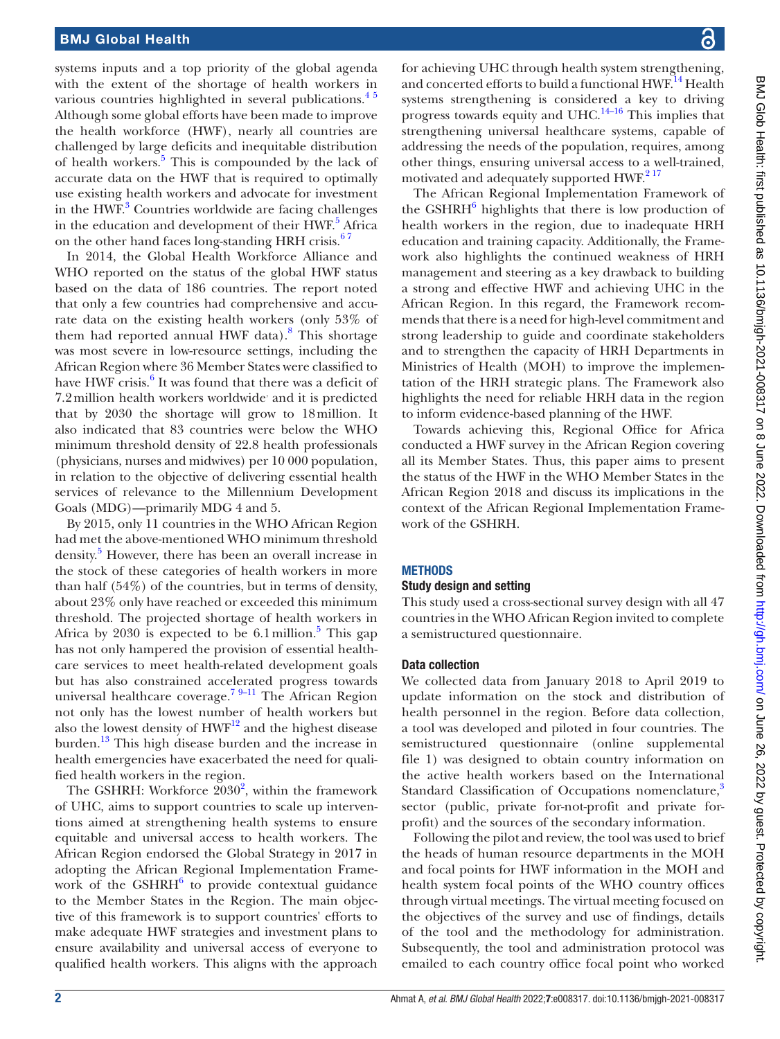systems inputs and a top priority of the global agenda with the extent of the shortage of health workers in various countries highlighted in several publications.[4 5] Although some global efforts have been made to improve the health workforce (HWF), nearly all countries are challenged by large deficits and inequitable distribution of health workers.[5] This is compounded by the lack of accurate data on the HWF that is required to optimally use existing health workers and advocate for investment in the HWF.[3] Countries worldwide are facing challenges in the education and development of their HWF.[5] Africa on the other hand faces long-standing HRH crisis.[6 7]

In 2014, the Global Health Workforce Alliance and WHO reported on the status of the global HWF status based on the data of 186 countries. The report noted that only a few countries had comprehensive and accurate data on the existing health workers (only 53% of them had reported annual HWF data).[8] This shortage was most severe in low-resource settings, including the African Region where 36 Member States were classified to have HWF crisis.[6] It was found that there was a deficit of 7.2 million health workers worldwide and it is predicted that by 2030 the shortage will grow to 18 million. It also indicated that 83 countries were below the WHO minimum threshold density of 22.8 health professionals (physicians, nurses and midwives) per 10 000 population, in relation to the objective of delivering essential health services of relevance to the Millennium Development Goals (MDG)—primarily MDG 4 and 5.

By 2015, only 11 countries in the WHO African Region had met the above-mentioned WHO minimum threshold density.[5] However, there has been an overall increase in the stock of these categories of health workers in more than half (54%) of the countries, but in terms of density, about 23% only have reached or exceeded this minimum threshold. The projected shortage of health workers in Africa by 2030 is expected to be 6.1 million.[5] This gap has not only hampered the provision of essential healthcare services to meet health-related development goals but has also constrained accelerated progress towards universal healthcare coverage.[7 9–11] The African Region not only has the lowest number of health workers but also the lowest density of HWF[12] and the highest disease burden.[13] This high disease burden and the increase in health emergencies have exacerbated the need for qualified health workers in the region.

The GSHRH: Workforce 2030[2], within the framework of UHC, aims to support countries to scale up interventions aimed at strengthening health systems to ensure equitable and universal access to health workers. The African Region endorsed the Global Strategy in 2017 in adopting the African Regional Implementation Framework of the GSHRH[6] to provide contextual guidance to the Member States in the Region. The main objective of this framework is to support countries' efforts to make adequate HWF strategies and investment plans to ensure availability and universal access of everyone to qualified health workers. This aligns with the approach for achieving UHC through health system strengthening, and concerted efforts to build a functional HWF.[14] Health systems strengthening is considered a key to driving progress towards equity and UHC.[14–16] This implies that strengthening universal healthcare systems, capable of addressing the needs of the population, requires, among other things, ensuring universal access to a well-trained, motivated and adequately supported HWF.[2 17]

The African Regional Implementation Framework of the GSHRH[6] highlights that there is low production of health workers in the region, due to inadequate HRH education and training capacity. Additionally, the Framework also highlights the continued weakness of HRH management and steering as a key drawback to building a strong and effective HWF and achieving UHC in the African Region. In this regard, the Framework recommends that there is a need for high-level commitment and strong leadership to guide and coordinate stakeholders and to strengthen the capacity of HRH Departments in Ministries of Health (MOH) to improve the implementation of the HRH strategic plans. The Framework also highlights the need for reliable HRH data in the region to inform evidence-based planning of the HWF.

Towards achieving this, Regional Office for Africa conducted a HWF survey in the African Region covering all its Member States. Thus, this paper aims to present the status of the HWF in the WHO Member States in the African Region 2018 and discuss its implications in the context of the African Regional Implementation Framework of the GSHRH.

## METHODS

### Study design and setting

This study used a cross-sectional survey design with all 47 countries in the WHO African Region invited to complete a semistructured questionnaire.

### Data collection

We collected data from January 2018 to April 2019 to update information on the stock and distribution of health personnel in the region. Before data collection, a tool was developed and piloted in four countries. The semistructured questionnaire (online supplemental file 1) was designed to obtain country information on the active health workers based on the International Standard Classification of Occupations nomenclature,[3] sector (public, private for-not-profit and private for-profit) and the sources of the secondary information.

Following the pilot and review, the tool was used to brief the heads of human resource departments in the MOH and focal points for HWF information in the MOH and health system focal points of the WHO country offices through virtual meetings. The virtual meeting focused on the objectives of the survey and use of findings, details of the tool and the methodology for administration. Subsequently, the tool and administration protocol was emailed to each country office focal point who worked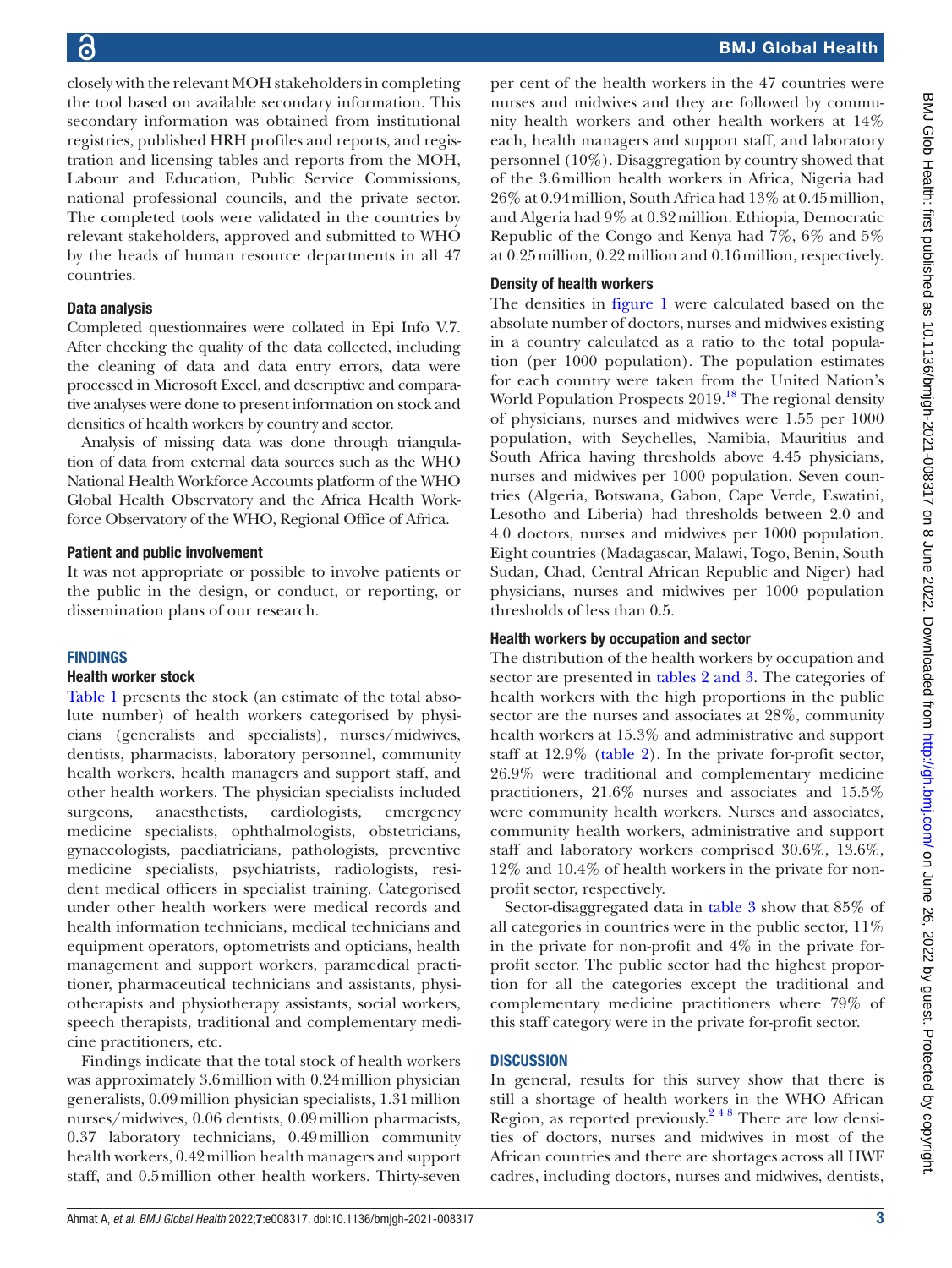closely with the relevant MOH stakeholders in completing the tool based on available secondary information. This secondary information was obtained from institutional registries, published HRH profiles and reports, and registration and licensing tables and reports from the MOH, Labour and Education, Public Service Commissions, national professional councils, and the private sector. The completed tools were validated in the countries by relevant stakeholders, approved and submitted to WHO by the heads of human resource departments in all 47 countries.

### Data analysis

Completed questionnaires were collated in Epi Info V.7. After checking the quality of the data collected, including the cleaning of data and data entry errors, data were processed in Microsoft Excel, and descriptive and comparative analyses were done to present information on stock and densities of health workers by country and sector.

Analysis of missing data was done through triangulation of data from external data sources such as the WHO National Health Workforce Accounts platform of the WHO Global Health Observatory and the Africa Health Workforce Observatory of the WHO, Regional Office of Africa.

### Patient and public involvement

It was not appropriate or possible to involve patients or the public in the design, or conduct, or reporting, or dissemination plans of our research.

## FINDINGS

### Health worker stock

Table 1 presents the stock (an estimate of the total absolute number) of health workers categorised by physicians (generalists and specialists), nurses/midwives, dentists, pharmacists, laboratory personnel, community health workers, health managers and support staff, and other health workers. The physician specialists included surgeons, anaesthetists, cardiologists, emergency medicine specialists, ophthalmologists, obstetricians, gynaecologists, paediatricians, pathologists, preventive medicine specialists, psychiatrists, radiologists, resident medical officers in specialist training. Categorised under other health workers were medical records and health information technicians, medical technicians and equipment operators, optometrists and opticians, health management and support workers, paramedical practitioner, pharmaceutical technicians and assistants, physiotherapists and physiotherapy assistants, social workers, speech therapists, traditional and complementary medicine practitioners, etc.

Findings indicate that the total stock of health workers was approximately 3.6 million with 0.24 million physician generalists, 0.09 million physician specialists, 1.31 million nurses/midwives, 0.06 dentists, 0.09 million pharmacists, 0.37 laboratory technicians, 0.49 million community health workers, 0.42 million health managers and support staff, and 0.5 million other health workers. Thirty-seven per cent of the health workers in the 47 countries were nurses and midwives and they are followed by community health workers and other health workers at 14% each, health managers and support staff, and laboratory personnel (10%). Disaggregation by country showed that of the 3.6 million health workers in Africa, Nigeria had 26% at 0.94 million, South Africa had 13% at 0.45 million, and Algeria had 9% at 0.32 million. Ethiopia, Democratic Republic of the Congo and Kenya had 7%, 6% and 5% at 0.25 million, 0.22 million and 0.16 million, respectively.

### Density of health workers

The densities in figure 1 were calculated based on the absolute number of doctors, nurses and midwives existing in a country calculated as a ratio to the total population (per 1000 population). The population estimates for each country were taken from the United Nation's World Population Prospects 2019.[18] The regional density of physicians, nurses and midwives were 1.55 per 1000 population, with Seychelles, Namibia, Mauritius and South Africa having thresholds above 4.45 physicians, nurses and midwives per 1000 population. Seven countries (Algeria, Botswana, Gabon, Cape Verde, Eswatini, Lesotho and Liberia) had thresholds between 2.0 and 4.0 doctors, nurses and midwives per 1000 population. Eight countries (Madagascar, Malawi, Togo, Benin, South Sudan, Chad, Central African Republic and Niger) had physicians, nurses and midwives per 1000 population thresholds of less than 0.5.

### Health workers by occupation and sector

The distribution of the health workers by occupation and sector are presented in tables 2 and 3. The categories of health workers with the high proportions in the public sector are the nurses and associates at 28%, community health workers at 15.3% and administrative and support staff at 12.9% (table 2). In the private for-profit sector, 26.9% were traditional and complementary medicine practitioners, 21.6% nurses and associates and 15.5% were community health workers. Nurses and associates, community health workers, administrative and support staff and laboratory workers comprised 30.6%, 13.6%, 12% and 10.4% of health workers in the private for non-profit sector, respectively.

Sector-disaggregated data in table 3 show that 85% of all categories in countries were in the public sector, 11% in the private for non-profit and 4% in the private for-profit sector. The public sector had the highest proportion for all the categories except the traditional and complementary medicine practitioners where 79% of this staff category were in the private for-profit sector.

## DISCUSSION

In general, results for this survey show that there is still a shortage of health workers in the WHO African Region, as reported previously.[2 4 8] There are low densities of doctors, nurses and midwives in most of the African countries and there are shortages across all HWF cadres, including doctors, nurses and midwives, dentists,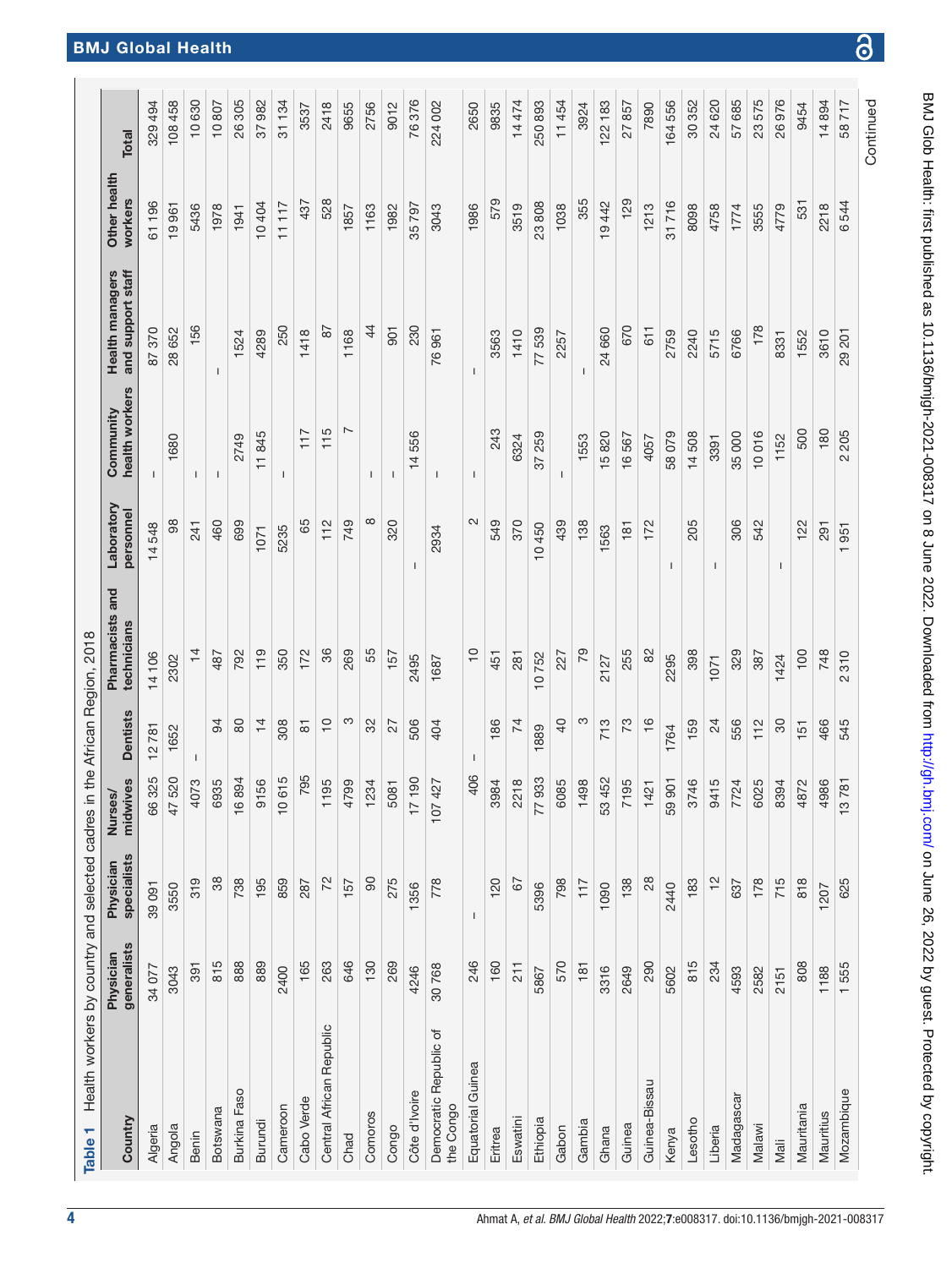**Table 1** Health workers by country and selected cadres in the African Region, 2018

| Country | Physician generalists | Physician specialists | Nurses/ midwives | Dentists | Pharmacists and technicians | Laboratory personnel | Community health workers | Health managers and support staff | Other health workers | Total |
|---|---|---|---|---|---|---|---|---|---|---|
| Algeria | 34 077 | 39 091 | 66 325 | 12 781 | 14 106 | 14 548 | – | 87 370 | 61 196 | 329 494 |
| Angola | 3043 | 3550 | 47 520 | 1652 | 2302 | 98 | 1680 | 28 652 | 19 961 | 108 458 |
| Benin | 391 | 319 | 4073 | – | 14 | 241 | – | 156 | 5436 | 10 630 |
| Botswana | 815 | 38 | 6935 | 94 | 487 | 460 | – | – | 1978 | 10 807 |
| Burkina Faso | 888 | 738 | 16 894 | 80 | 792 | 699 | 2749 | 1524 | 1941 | 26 305 |
| Burundi | 889 | 195 | 9156 | 14 | 119 | 1071 | 11 845 | 4289 | 10 404 | 37 982 |
| Cameroon | 2400 | 859 | 10 615 | 308 | 350 | 5235 | – | 250 | 11 117 | 31 134 |
| Cabo Verde | 165 | 287 | 795 | 81 | 172 | 65 | 117 | 1418 | 437 | 3537 |
| Central African Republic | 263 | 72 | 1195 | 10 | 36 | 112 | 115 | 87 | 528 | 2418 |
| Chad | 646 | 157 | 4799 | 3 | 269 | 749 | 7 | 1168 | 1857 | 9655 |
| Comoros | 130 | 90 | 1234 | 32 | 55 | 8 | – | 44 | 1163 | 2756 |
| Congo | 269 | 275 | 5081 | 27 | 157 | 320 | – | 901 | 1982 | 9012 |
| Côte d'Ivoire | 4246 | 1356 | 17 190 | 506 | 2495 | – | 14 556 | 230 | 35 797 | 76 376 |
| Democratic Republic of the Congo | 30 768 | 778 | 107 427 | 404 | 1687 | 2934 | – | 76 961 | 3043 | 224 002 |
| Equatorial Guinea | 246 | – | 406 | – | 10 | 2 | – | – | 1986 | 2650 |
| Eritrea | 160 | 120 | 3984 | 186 | 451 | 549 | 243 | 3563 | 579 | 9835 |
| Eswatini | 211 | 67 | 2218 | 74 | 281 | 370 | 6324 | 1410 | 3519 | 14 474 |
| Ethiopia | 5867 | 5396 | 77 933 | 1889 | 10 752 | 10 450 | 37 259 | 77 539 | 23 808 | 250 893 |
| Gabon | 570 | 798 | 6085 | 40 | 227 | 439 | – | 2257 | 1038 | 11 454 |
| Gambia | 181 | 117 | 1498 | 3 | 79 | 138 | 1553 | – | 355 | 3924 |
| Ghana | 3316 | 1090 | 53 452 | 713 | 2127 | 1563 | 15 820 | 24 660 | 19 442 | 122 183 |
| Guinea | 2649 | 138 | 7195 | 73 | 255 | 181 | 16 567 | 670 | 129 | 27 857 |
| Guinea-Bissau | 290 | 28 | 1421 | 16 | 82 | 172 | 4057 | 611 | 1213 | 7890 |
| Kenya | 5602 | 2440 | 59 901 | 1764 | 2295 | – | 58 079 | 2759 | 31 716 | 164 556 |
| Lesotho | 815 | 183 | 3746 | 159 | 398 | 205 | 14 508 | 2240 | 8098 | 30 352 |
| Liberia | 234 | 12 | 9415 | 24 | 1071 | – | 3391 | 5715 | 4758 | 24 620 |
| Madagascar | 4593 | 637 | 7724 | 556 | 329 | 306 | 35 000 | 6766 | 1774 | 57 685 |
| Malawi | 2582 | 178 | 6025 | 112 | 387 | 542 | 10 016 | 178 | 3555 | 23 575 |
| Mali | 2151 | 715 | 8394 | 30 | 1424 | – | 1152 | 8331 | 4779 | 26 976 |
| Mauritania | 808 | 818 | 4872 | 151 | 100 | 122 | 500 | 1552 | 531 | 9454 |
| Mauritius | 1188 | 1207 | 4986 | 466 | 748 | 291 | 180 | 3610 | 2218 | 14 894 |
| Mozambique | 1 555 | 625 | 13 781 | 545 | 2 310 | 1 951 | 2 205 | 29 201 | 6 544 | 58 717 |

Continued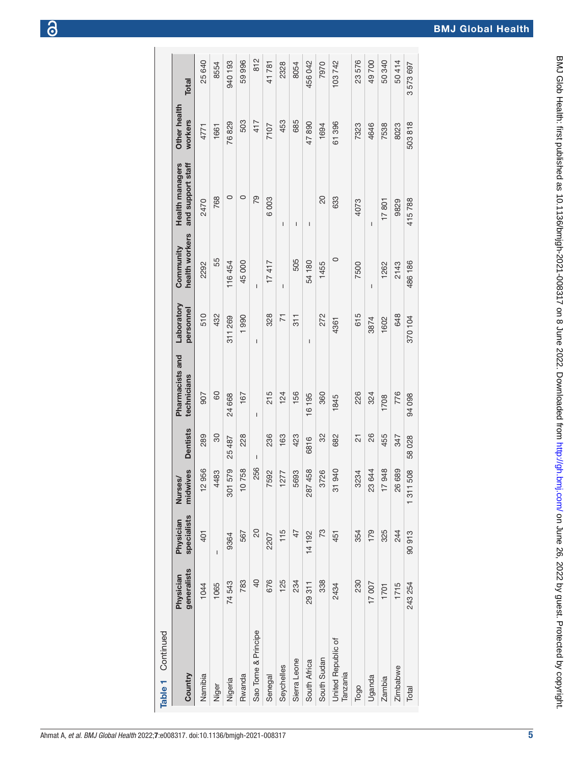**Table 1** Continued

| Country | Physician generalists | Physician specialists | Nurses/ midwives | Dentists | Pharmacists and technicians | Laboratory personnel | Community health workers | Health managers and support staff | Other health workers | Total |
|---|---|---|---|---|---|---|---|---|---|---|
| Namibia | 1044 | 401 | 12 956 | 289 | 907 | 510 | 2292 | 2470 | 4771 | 25 640 |
| Niger | 1065 | – | 4483 | 30 | 60 | 432 | 55 | 768 | 1661 | 8554 |
| Nigeria | 74 543 | 9364 | 301 579 | 25 487 | 24 668 | 311 269 | 116 454 | 0 | 76 829 | 940 193 |
| Rwanda | 783 | 567 | 10 758 | 228 | 167 | 1 990 | 45 000 | 0 | 503 | 59 996 |
| Sao Tome & Principe | 40 | 20 | 256 | – | – | – | – | 79 | 417 | 812 |
| Senegal | 676 | 2207 | 7592 | 236 | 215 | 328 | 17 417 | 6 003 | 7107 | 41 781 |
| Seychelles | 125 | 115 | 1277 | 163 | 124 | 71 | – | – | 453 | 2328 |
| Sierra Leone | 234 | 47 | 5693 | 423 | 156 | 311 | 505 | – | 685 | 8054 |
| South Africa | 29 311 | 14 192 | 287 458 | 6816 | 16 195 | – | 54 180 | – | 47 890 | 456 042 |
| South Sudan | 338 | 73 | 3726 | 32 | 360 | 272 | 1455 | 20 | 1694 | 7970 |
| United Republic of Tanzania | 2434 | 451 | 31 940 | 682 | 1845 | 4361 | 0 | 633 | 61 396 | 103 742 |
| Togo | 230 | 354 | 3234 | 21 | 226 | 615 | 7500 | 4073 | 7323 | 23 576 |
| Uganda | 17 007 | 179 | 23 644 | 26 | 324 | 3874 | – | – | 4646 | 49 700 |
| Zambia | 1701 | 325 | 17 948 | 455 | 1708 | 1602 | 1262 | 17 801 | 7538 | 50 340 |
| Zimbabwe | 1715 | 244 | 26 689 | 347 | 776 | 648 | 2143 | 9829 | 8023 | 50 414 |
| Total | 243 254 | 90 913 | 1 311 508 | 58 028 | 94 098 | 370 104 | 486 186 | 415 788 | 503 818 | 3 573 697 |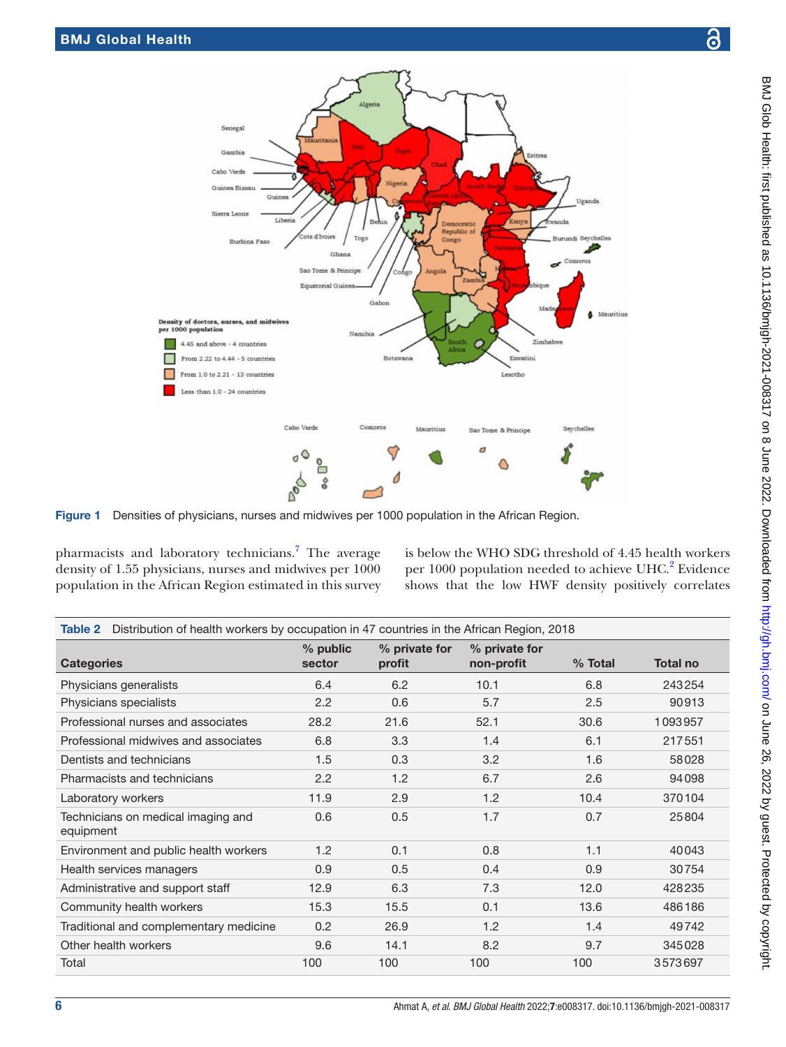Figure 1 Densities of physicians, nurses and midwives per 1000 population in the African Region.

pharmacists and laboratory technicians.[7] The average density of 1.55 physicians, nurses and midwives per 1000 population in the African Region estimated in this survey is below the WHO SDG threshold of 4.45 health workers per 1000 population needed to achieve UHC.[2] Evidence shows that the low HWF density positively correlates

Table 2 Distribution of health workers by occupation in 47 countries in the African Region, 2018

| Categories | % public sector | % private for profit | % private for non-profit | % Total | Total no |
|---|---|---|---|---|---|
| Physicians generalists | 6.4 | 6.2 | 10.1 | 6.8 | 243254 |
| Physicians specialists | 2.2 | 0.6 | 5.7 | 2.5 | 90913 |
| Professional nurses and associates | 28.2 | 21.6 | 52.1 | 30.6 | 1093957 |
| Professional midwives and associates | 6.8 | 3.3 | 1.4 | 6.1 | 217551 |
| Dentists and technicians | 1.5 | 0.3 | 3.2 | 1.6 | 58028 |
| Pharmacists and technicians | 2.2 | 1.2 | 6.7 | 2.6 | 94098 |
| Laboratory workers | 11.9 | 2.9 | 1.2 | 10.4 | 370104 |
| Technicians on medical imaging and equipment | 0.6 | 0.5 | 1.7 | 0.7 | 25804 |
| Environment and public health workers | 1.2 | 0.1 | 0.8 | 1.1 | 40043 |
| Health services managers | 0.9 | 0.5 | 0.4 | 0.9 | 30754 |
| Administrative and support staff | 12.9 | 6.3 | 7.3 | 12.0 | 428235 |
| Community health workers | 15.3 | 15.5 | 0.1 | 13.6 | 486186 |
| Traditional and complementary medicine | 0.2 | 26.9 | 1.2 | 1.4 | 49742 |
| Other health workers | 9.6 | 14.1 | 8.2 | 9.7 | 345028 |
| Total | 100 | 100 | 100 | 100 | 3573697 |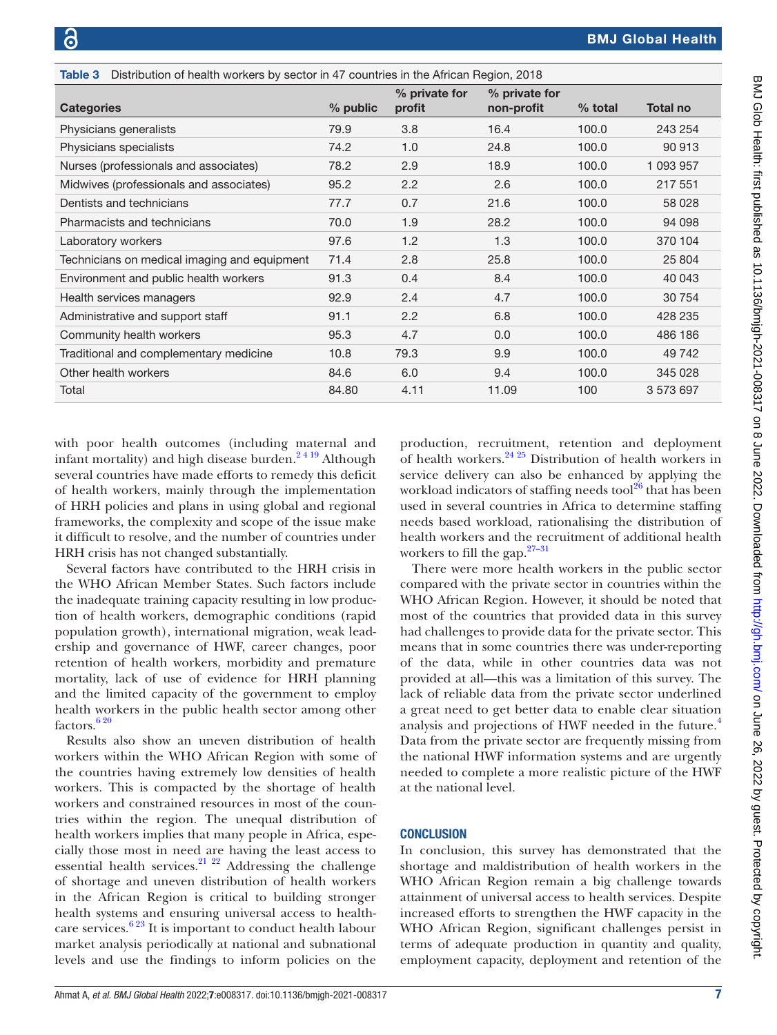Table 3 Distribution of health workers by sector in 47 countries in the African Region, 2018

| Categories | % public | % private for profit | % private for non-profit | % total | Total no |
|---|---|---|---|---|---|
| Physicians generalists | 79.9 | 3.8 | 16.4 | 100.0 | 243 254 |
| Physicians specialists | 74.2 | 1.0 | 24.8 | 100.0 | 90 913 |
| Nurses (professionals and associates) | 78.2 | 2.9 | 18.9 | 100.0 | 1 093 957 |
| Midwives (professionals and associates) | 95.2 | 2.2 | 2.6 | 100.0 | 217 551 |
| Dentists and technicians | 77.7 | 0.7 | 21.6 | 100.0 | 58 028 |
| Pharmacists and technicians | 70.0 | 1.9 | 28.2 | 100.0 | 94 098 |
| Laboratory workers | 97.6 | 1.2 | 1.3 | 100.0 | 370 104 |
| Technicians on medical imaging and equipment | 71.4 | 2.8 | 25.8 | 100.0 | 25 804 |
| Environment and public health workers | 91.3 | 0.4 | 8.4 | 100.0 | 40 043 |
| Health services managers | 92.9 | 2.4 | 4.7 | 100.0 | 30 754 |
| Administrative and support staff | 91.1 | 2.2 | 6.8 | 100.0 | 428 235 |
| Community health workers | 95.3 | 4.7 | 0.0 | 100.0 | 486 186 |
| Traditional and complementary medicine | 10.8 | 79.3 | 9.9 | 100.0 | 49 742 |
| Other health workers | 84.6 | 6.0 | 9.4 | 100.0 | 345 028 |
| Total | 84.80 | 4.11 | 11.09 | 100 | 3 573 697 |

with poor health outcomes (including maternal and infant mortality) and high disease burden.[2 4 19] Although several countries have made efforts to remedy this deficit of health workers, mainly through the implementation of HRH policies and plans in using global and regional frameworks, the complexity and scope of the issue make it difficult to resolve, and the number of countries under HRH crisis has not changed substantially.

Several factors have contributed to the HRH crisis in the WHO African Member States. Such factors include the inadequate training capacity resulting in low production of health workers, demographic conditions (rapid population growth), international migration, weak leadership and governance of HWF, career changes, poor retention of health workers, morbidity and premature mortality, lack of use of evidence for HRH planning and the limited capacity of the government to employ health workers in the public health sector among other factors.[6 20]

Results also show an uneven distribution of health workers within the WHO African Region with some of the countries having extremely low densities of health workers. This is compacted by the shortage of health workers and constrained resources in most of the countries within the region. The unequal distribution of health workers implies that many people in Africa, especially those most in need are having the least access to essential health services.[21 22] Addressing the challenge of shortage and uneven distribution of health workers in the African Region is critical to building stronger health systems and ensuring universal access to healthcare services.[6 23] It is important to conduct health labour market analysis periodically at national and subnational levels and use the findings to inform policies on the production, recruitment, retention and deployment of health workers.[24 25] Distribution of health workers in service delivery can also be enhanced by applying the workload indicators of staffing needs tool[26] that has been used in several countries in Africa to determine staffing needs based workload, rationalising the distribution of health workers and the recruitment of additional health workers to fill the gap.[27–31]

There were more health workers in the public sector compared with the private sector in countries within the WHO African Region. However, it should be noted that most of the countries that provided data in this survey had challenges to provide data for the private sector. This means that in some countries there was under-reporting of the data, while in other countries data was not provided at all—this was a limitation of this survey. The lack of reliable data from the private sector underlined a great need to get better data to enable clear situation analysis and projections of HWF needed in the future.[4] Data from the private sector are frequently missing from the national HWF information systems and are urgently needed to complete a more realistic picture of the HWF at the national level.

## CONCLUSION

In conclusion, this survey has demonstrated that the shortage and maldistribution of health workers in the WHO African Region remain a big challenge towards attainment of universal access to health services. Despite increased efforts to strengthen the HWF capacity in the WHO African Region, significant challenges persist in terms of adequate production in quantity and quality, employment capacity, deployment and retention of the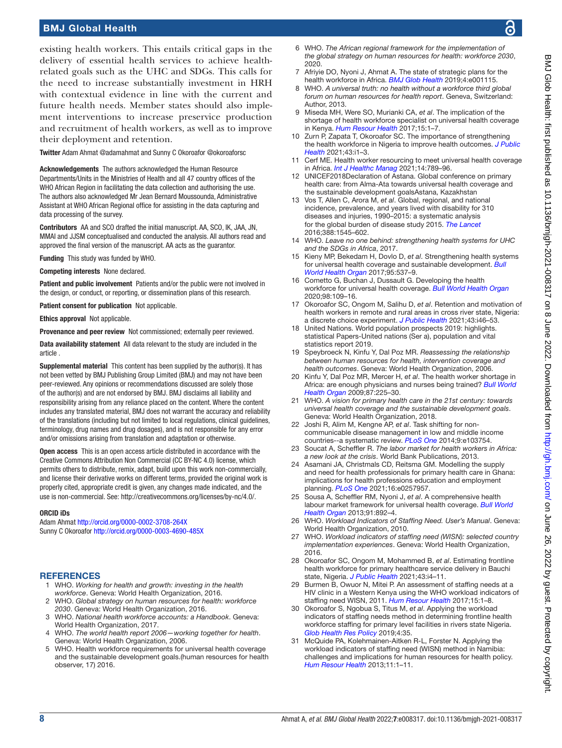existing health workers. This entails critical gaps in the delivery of essential health services to achieve health-related goals such as the UHC and SDGs. This calls for the need to increase substantially investment in HRH with contextual evidence in line with the current and future health needs. Member states should also implement interventions to increase preservice production and recruitment of health workers, as well as to improve their deployment and retention.

**Twitter** Adam Ahmat @adamahmat and Sunny C Okoroafor @okoroaforsc

**Acknowledgements** The authors acknowledged the Human Resource Departments/Units in the Ministries of Health and all 47 country offices of the WHO African Region in facilitating the data collection and authorising the use. The authors also acknowledged Mr Jean Bernard Moussounda, Administrative Assistant at WHO African Regional office for assisting in the data capturing and data processing of the survey.

**Contributors** AA and SCO drafted the initial manuscript. AA, SCO, IK, JAA, JN, MMAI and JJSM conceptualised and conducted the analysis. All authors read and approved the final version of the manuscript. AA acts as the guarantor.

**Funding** This study was funded by WHO.

**Competing interests** None declared.

**Patient and public involvement** Patients and/or the public were not involved in the design, or conduct, or reporting, or dissemination plans of this research.

**Patient consent for publication** Not applicable.

**Ethics approval** Not applicable.

**Provenance and peer review** Not commissioned; externally peer reviewed.

**Data availability statement** All data relevant to the study are included in the article .

**Supplemental material** This content has been supplied by the author(s). It has not been vetted by BMJ Publishing Group Limited (BMJ) and may not have been peer-reviewed. Any opinions or recommendations discussed are solely those of the author(s) and are not endorsed by BMJ. BMJ disclaims all liability and responsibility arising from any reliance placed on the content. Where the content includes any translated material, BMJ does not warrant the accuracy and reliability of the translations (including but not limited to local regulations, clinical guidelines, terminology, drug names and drug dosages), and is not responsible for any error and/or omissions arising from translation and adaptation or otherwise.

**Open access** This is an open access article distributed in accordance with the Creative Commons Attribution Non Commercial (CC BY-NC 4.0) license, which permits others to distribute, remix, adapt, build upon this work non-commercially, and license their derivative works on different terms, provided the original work is properly cited, appropriate credit is given, any changes made indicated, and the use is non-commercial. See: http://creativecommons.org/licenses/by-nc/4.0/.

**ORCID iDs**

Adam Ahmat http://orcid.org/0000-0002-3708-264X
Sunny C Okoroafor http://orcid.org/0000-0003-4690-485X

## REFERENCES

1. WHO. *Working for health and growth: investing in the health workforce*. Geneva: World Health Organization, 2016.
2. WHO. *Global strategy on human resources for health: workforce 2030*. Geneva: World Health Organization, 2016.
3. WHO. *National health workforce accounts: a Handbook*. Geneva: World Health Organization, 2017.
4. WHO. *The world health report 2006—working together for health*. Geneva: World Health Organization, 2006.
5. WHO. Health workforce requirements for universal health coverage and the sustainable development goals.(human resources for health observer, 17) 2016.
6. WHO. *The African regional framework for the implementation of the global strategy on human resources for health: workforce 2030*, 2020.
7. Afriyie DO, Nyoni J, Ahmat A. The state of strategic plans for the health workforce in Africa. *BMJ Glob Health* 2019;4:e001115.
8. WHO. *A universal truth: no health without a workforce third global forum on human resources for health report*. Geneva, Switzerland: Author, 2013.
9. Miseda MH, Were SO, Murianki CA, *et al*. The implication of the shortage of health workforce specialist on universal health coverage in Kenya. *Hum Resour Health* 2017;15:1–7.
10. Zurn P, Zapata T, Okoroafor SC. The importance of strengthening the health workforce in Nigeria to improve health outcomes. *J Public Health* 2021;43:i1–3.
11. Cerf ME. Health worker resourcing to meet universal health coverage in Africa. *Int J Healthc Manag* 2021;14:789–96.
12. UNICEF2018Declaration of Astana. Global conference on primary health care: from Alma-Ata towards universal health coverage and the sustainable development goalsAstana, Kazakhstan
13. Vos T, Allen C, Arora M, *et al*. Global, regional, and national incidence, prevalence, and years lived with disability for 310 diseases and injuries, 1990–2015: a systematic analysis for the global burden of disease study 2015. *The Lancet* 2016;388:1545–602.
14. WHO. *Leave no one behind: strengthening health systems for UHC and the SDGs in Africa*, 2017.
15. Kieny MP, Bekedam H, Dovlo D, *et al*. Strengthening health systems for universal health coverage and sustainable development. *Bull World Health Organ* 2017;95:537–9.
16. Cometto G, Buchan J, Dussault G. Developing the health workforce for universal health coverage. *Bull World Health Organ* 2020;98:109–16.
17. Okoroafor SC, Ongom M, Salihu D, *et al*. Retention and motivation of health workers in remote and rural areas in cross river state, Nigeria: a discrete choice experiment. *J Public Health* 2021;43:i46–53.
18. United Nations. World population prospects 2019: highlights. statistical Papers-United nations (Ser a), population and vital statistics report 2019.
19. Speybroeck N, Kinfu Y, Dal Poz MR. *Reassessing the relationship between human resources for health, intervention coverage and health outcomes*. Geneva: World Health Organization, 2006.
20. Kinfu Y, Dal Poz MR, Mercer H, *et al*. The health worker shortage in Africa: are enough physicians and nurses being trained? *Bull World Health Organ* 2009;87:225–30.
21. WHO. *A vision for primary health care in the 21st century: towards universal health coverage and the sustainable development goals*. Geneva: World Health Organization, 2018.
22. Joshi R, Alim M, Kengne AP, *et al*. Task shifting for non-communicable disease management in low and middle income countries--a systematic review. *PLoS One* 2014;9:e103754.
23. Soucat A, Scheffler R. *The labor market for health workers in Africa: a new look at the crisis*. World Bank Publications, 2013.
24. Asamani JA, Christmals CD, Reitsma GM. Modelling the supply and need for health professionals for primary health care in Ghana: implications for health professions education and employment planning. *PLoS One* 2021;16:e0257957.
25. Sousa A, Scheffler RM, Nyoni J, *et al*. A comprehensive health labour market framework for universal health coverage. *Bull World Health Organ* 2013;91:892–4.
26. WHO. *Workload Indicators of Staffing Need. User's Manual*. Geneva: World Health Organization, 2010.
27. WHO. *Workload indicators of staffing need (WISN): selected country implementation experiences*. Geneva: World Health Organization, 2016.
28. Okoroafor SC, Ongom M, Mohammed B, *et al*. Estimating frontline health workforce for primary healthcare service delivery in Bauchi state, Nigeria. *J Public Health* 2021;43:i4–11.
29. Burmen B, Owuor N, Mitei P. An assessment of staffing needs at a HIV clinic in a Western Kenya using the WHO workload indicators of staffing need WISN, 2011. *Hum Resour Health* 2017;15:1–8.
30. Okoroafor S, Ngobua S, Titus M, *et al*. Applying the workload indicators of staffing needs method in determining frontline health workforce staffing for primary level facilities in rivers state Nigeria. *Glob Health Res Policy* 2019;4:35.
31. McQuide PA, Kolehmainen-Aitken R-L, Forster N. Applying the workload indicators of staffing need (WISN) method in Namibia: challenges and implications for human resources for health policy. *Hum Resour Health* 2013;11:1–11.